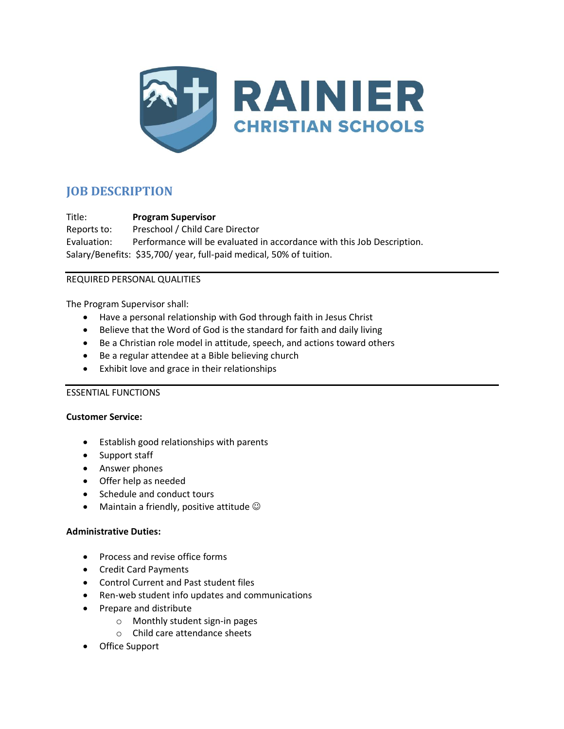# RAINIER CHRISTIAN SCHOOLS

## JOB DESCRIPTION

Title: **Program Supervisor**
Reports to: Preschool / Child Care Director
Evaluation: Performance will be evaluated in accordance with this Job Description.
Salary/Benefits: $35,700/ year, full-paid medical, 50% of tuition.

---

REQUIRED PERSONAL QUALITIES

The Program Supervisor shall:

- Have a personal relationship with God through faith in Jesus Christ
- Believe that the Word of God is the standard for faith and daily living
- Be a Christian role model in attitude, speech, and actions toward others
- Be a regular attendee at a Bible believing church
- Exhibit love and grace in their relationships

---

ESSENTIAL FUNCTIONS

**Customer Service:**

- Establish good relationships with parents
- Support staff
- Answer phones
- Offer help as needed
- Schedule and conduct tours
- Maintain a friendly, positive attitude ☺

**Administrative Duties:**

- Process and revise office forms
- Credit Card Payments
- Control Current and Past student files
- Ren-web student info updates and communications
- Prepare and distribute
  - Monthly student sign-in pages
  - Child care attendance sheets
- Office Support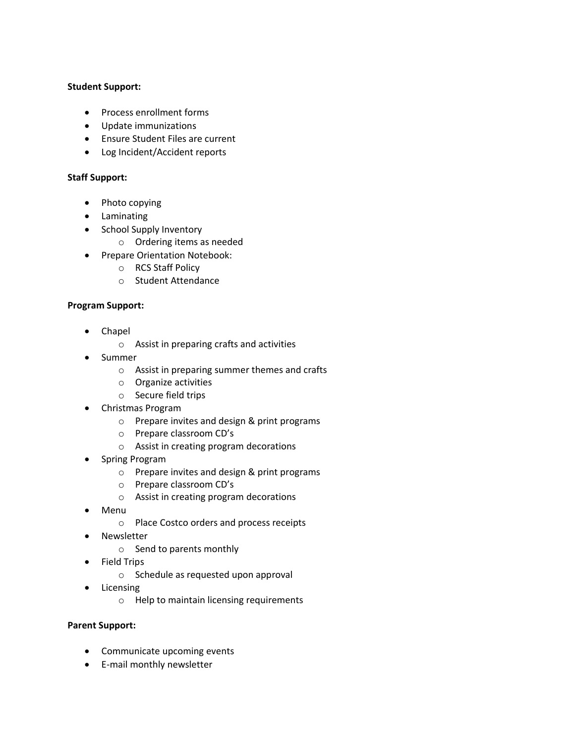**Student Support:**

- Process enrollment forms
- Update immunizations
- Ensure Student Files are current
- Log Incident/Accident reports

**Staff Support:**

- Photo copying
- Laminating
- School Supply Inventory
  - Ordering items as needed
- Prepare Orientation Notebook:
  - RCS Staff Policy
  - Student Attendance

**Program Support:**

- Chapel
  - Assist in preparing crafts and activities
- Summer
  - Assist in preparing summer themes and crafts
  - Organize activities
  - Secure field trips
- Christmas Program
  - Prepare invites and design & print programs
  - Prepare classroom CD's
  - Assist in creating program decorations
- Spring Program
  - Prepare invites and design & print programs
  - Prepare classroom CD's
  - Assist in creating program decorations
- Menu
  - Place Costco orders and process receipts
- Newsletter
  - Send to parents monthly
- Field Trips
  - Schedule as requested upon approval
- Licensing
  - Help to maintain licensing requirements

**Parent Support:**

- Communicate upcoming events
- E-mail monthly newsletter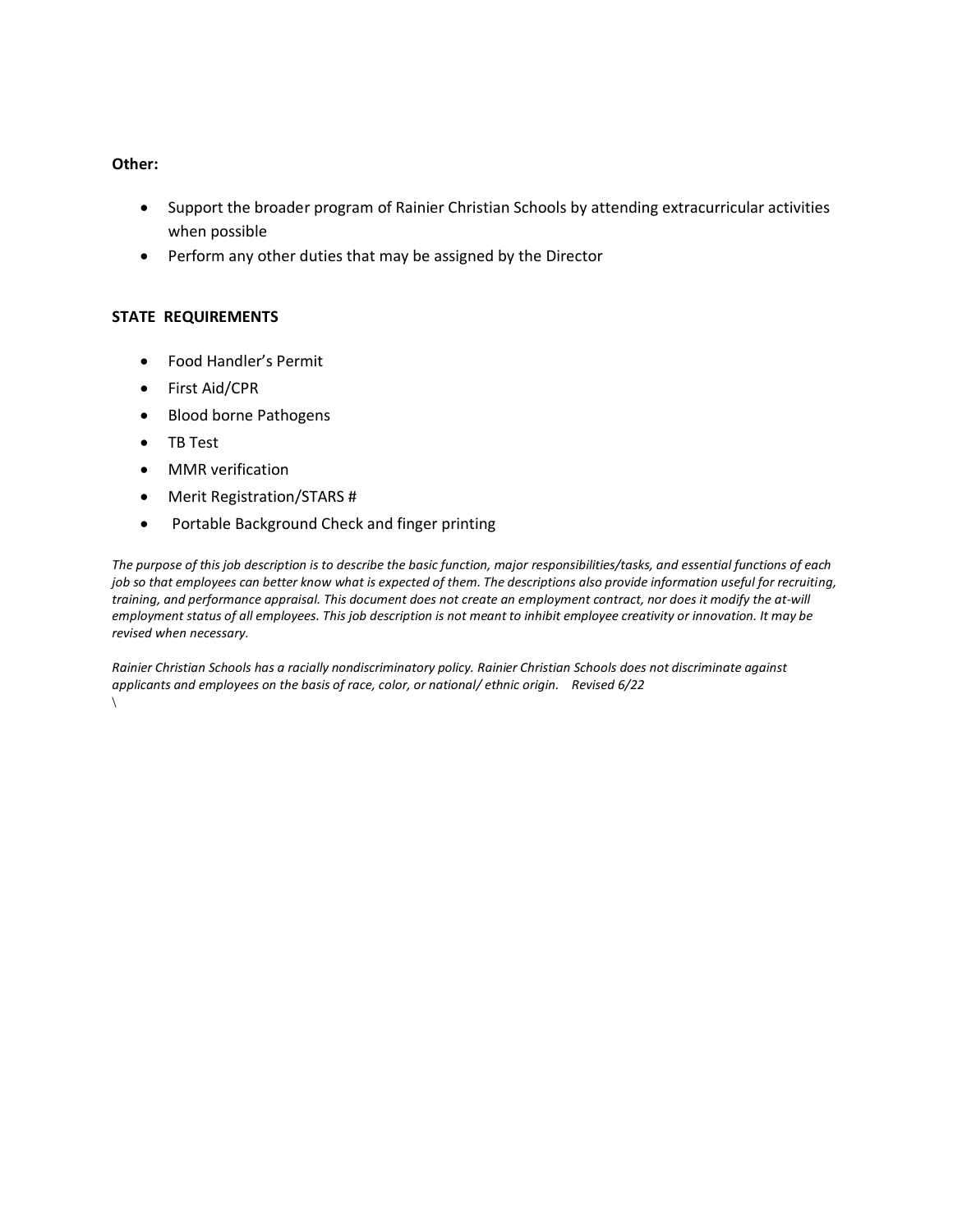**Other:**

- Support the broader program of Rainier Christian Schools by attending extracurricular activities when possible
- Perform any other duties that may be assigned by the Director

**STATE REQUIREMENTS**

- Food Handler's Permit
- First Aid/CPR
- Blood borne Pathogens
- TB Test
- MMR verification
- Merit Registration/STARS #
- Portable Background Check and finger printing

*The purpose of this job description is to describe the basic function, major responsibilities/tasks, and essential functions of each job so that employees can better know what is expected of them. The descriptions also provide information useful for recruiting, training, and performance appraisal. This document does not create an employment contract, nor does it modify the at-will employment status of all employees. This job description is not meant to inhibit employee creativity or innovation. It may be revised when necessary.*

*Rainier Christian Schools has a racially nondiscriminatory policy. Rainier Christian Schools does not discriminate against applicants and employees on the basis of race, color, or national/ ethnic origin. Revised 6/22*

\